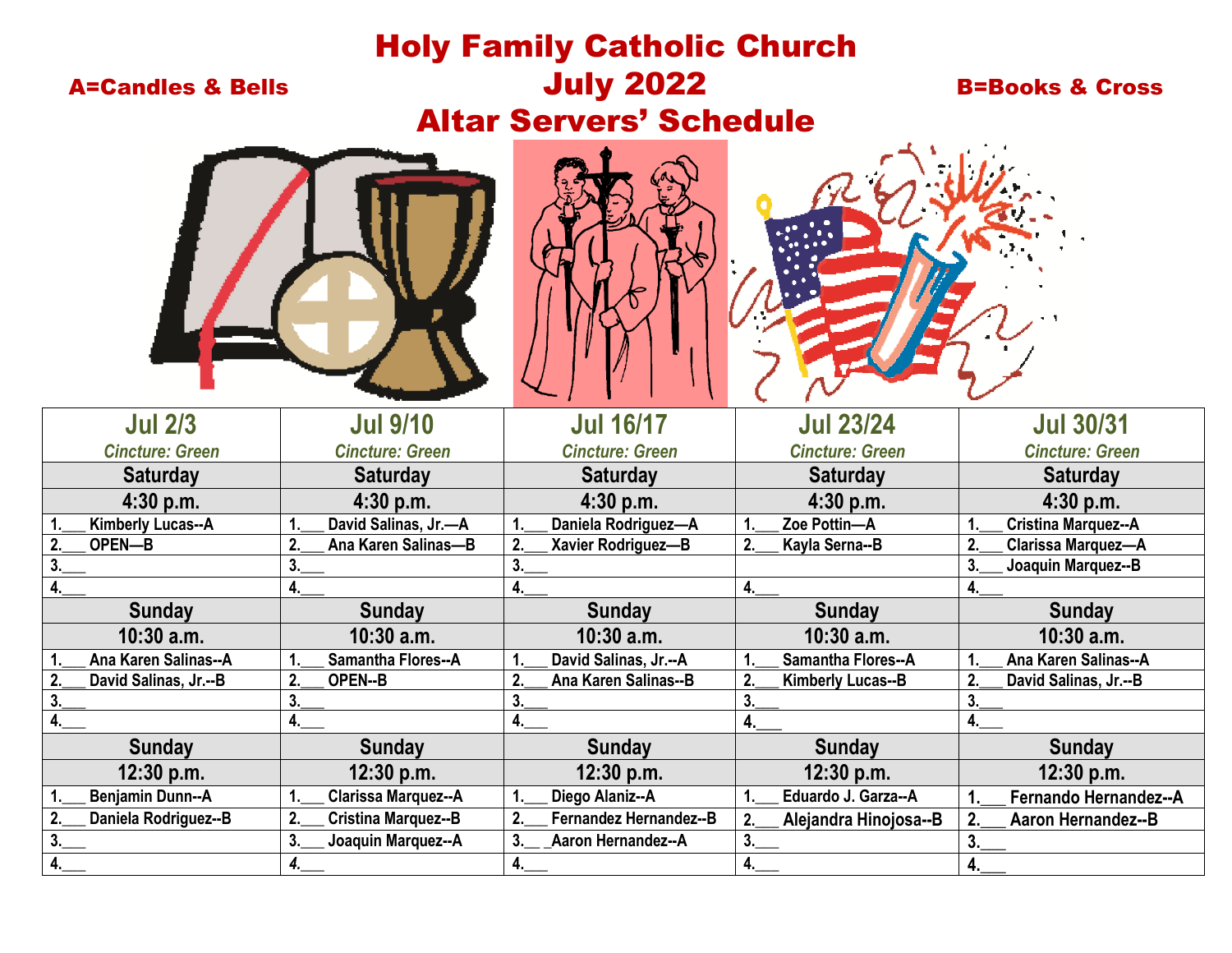# Holy Family Catholic Church

## July 2022

## Altar Servers' Schedule

**A=Candles & Bells** | **B=Books & Cross**

| Jul 2/3 | Jul 9/10 | Jul 16/17 | Jul 23/24 | Jul 30/31 |
|---|---|---|---|---|
| *Cincture: Green* | *Cincture: Green* | *Cincture: Green* | *Cincture: Green* | *Cincture: Green* |
| **Saturday** | **Saturday** | **Saturday** | **Saturday** | **Saturday** |
| **4:30 p.m.** | **4:30 p.m.** | **4:30 p.m.** | **4:30 p.m.** | **4:30 p.m.** |
| 1.___ Kimberly Lucas--A | 1.___ David Salinas, Jr.—A | 1.___ Daniela Rodriguez—A | 1.___ Zoe Pottin—A | 1.___ Cristina Marquez--A |
| 2.___ OPEN—B | 2.___ Ana Karen Salinas—B | 2.___ Xavier Rodriguez—B | 2.___ Kayla Serna--B | 2.___ Clarissa Marquez—A |
| 3.___ | 3.___ | 3.___ | | 3.___ Joaquin Marquez--B |
| 4.___ | 4.___ | 4.___ | 4.___ | 4.___ |
| **Sunday** | **Sunday** | **Sunday** | **Sunday** | **Sunday** |
| **10:30 a.m.** | **10:30 a.m.** | **10:30 a.m.** | **10:30 a.m.** | **10:30 a.m.** |
| 1.___ Ana Karen Salinas--A | 1.___ Samantha Flores--A | 1.___ David Salinas, Jr.--A | 1.___ Samantha Flores--A | 1.___ Ana Karen Salinas--A |
| 2.___ David Salinas, Jr.--B | 2.___ OPEN--B | 2.___ Ana Karen Salinas--B | 2.___ Kimberly Lucas--B | 2.___ David Salinas, Jr.--B |
| 3.___ | 3.___ | 3.___ | 3.___ | 3.___ |
| 4.___ | 4.___ | 4.___ | 4.___ | 4.___ |
| **Sunday** | **Sunday** | **Sunday** | **Sunday** | **Sunday** |
| **12:30 p.m.** | **12:30 p.m.** | **12:30 p.m.** | **12:30 p.m.** | **12:30 p.m.** |
| 1.___ Benjamin Dunn--A | 1.___ Clarissa Marquez--A | 1.___ Diego Alaniz--A | 1.___ Eduardo J. Garza--A | 1.___ Fernando Hernandez--A |
| 2.___ Daniela Rodriguez--B | 2.___ Cristina Marquez--B | 2.___ Fernandez Hernandez--B | 2.___ Alejandra Hinojosa--B | 2.___ Aaron Hernandez--B |
| 3.___ | 3.___ Joaquin Marquez--A | 3.__ _Aaron Hernandez--A | 3.___ | 3.___ |
| 4.___ | 4.___ | 4.___ | 4.___ | 4.___ |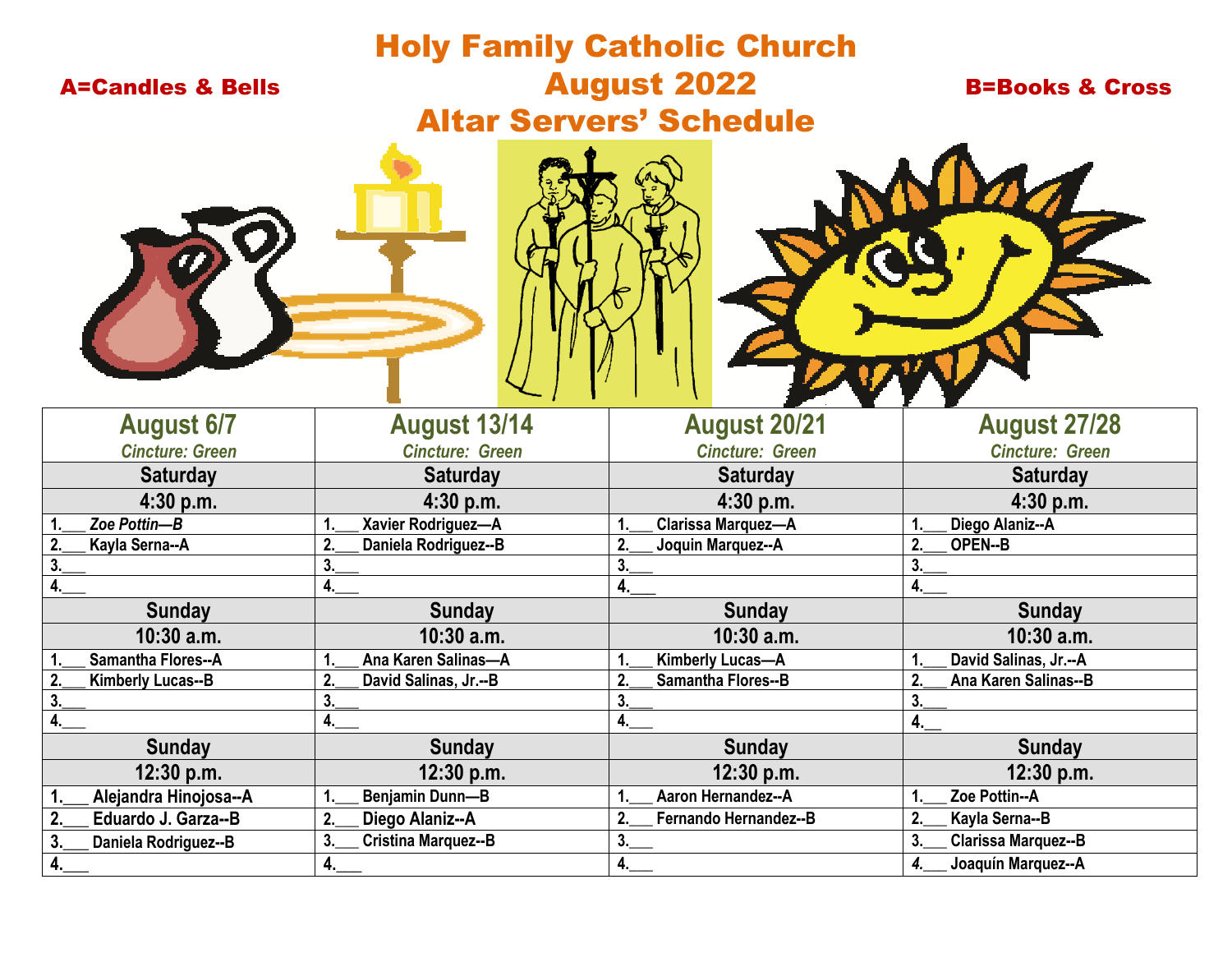# Holy Family Catholic Church
## August 2022
## Altar Servers' Schedule

**A=Candles & Bells** | **B=Books & Cross**

| August 6/7 *Cincture: Green* | August 13/14 *Cincture: Green* | August 20/21 *Cincture: Green* | August 27/28 *Cincture: Green* |
|---|---|---|---|
| **Saturday 4:30 p.m.** | **Saturday 4:30 p.m.** | **Saturday 4:30 p.m.** | **Saturday 4:30 p.m.** |
| 1.___ *Zoe Pottin—B* | 1.___ Xavier Rodriguez—A | 1.___ Clarissa Marquez—A | 1.___ Diego Alaniz--A |
| 2.___ Kayla Serna--A | 2.___ Daniela Rodriguez--B | 2.___ Joquin Marquez--A | 2.___ OPEN--B |
| 3.___ | 3.___ | 3.___ | 3.___ |
| 4.___ | 4.___ | 4.___ | 4.___ |
| **Sunday 10:30 a.m.** | **Sunday 10:30 a.m.** | **Sunday 10:30 a.m.** | **Sunday 10:30 a.m.** |
| 1.___ Samantha Flores--A | 1.___ Ana Karen Salinas—A | 1.___ Kimberly Lucas—A | 1.___ David Salinas, Jr.--A |
| 2.___ Kimberly Lucas--B | 2.___ David Salinas, Jr.--B | 2.___ Samantha Flores--B | 2.___ Ana Karen Salinas--B |
| 3.___ | 3.___ | 3.___ | 3.___ |
| 4.___ | 4.___ | 4.___ | 4.__ |
| **Sunday 12:30 p.m.** | **Sunday 12:30 p.m.** | **Sunday 12:30 p.m.** | **Sunday 12:30 p.m.** |
| 1.___ Alejandra Hinojosa--A | 1.___ Benjamin Dunn—B | 1.___ Aaron Hernandez--A | 1.___ Zoe Pottin--A |
| 2.___ Eduardo J. Garza--B | 2.___ Diego Alaniz--A | 2.___ Fernando Hernandez--B | 2.___ Kayla Serna--B |
| 3.___ Daniela Rodriguez--B | 3.___ Cristina Marquez--B | 3.___ | 3.___ Clarissa Marquez--B |
| 4.___ | 4.___ | 4.___ | *4.*___ Joaquín Marquez--A |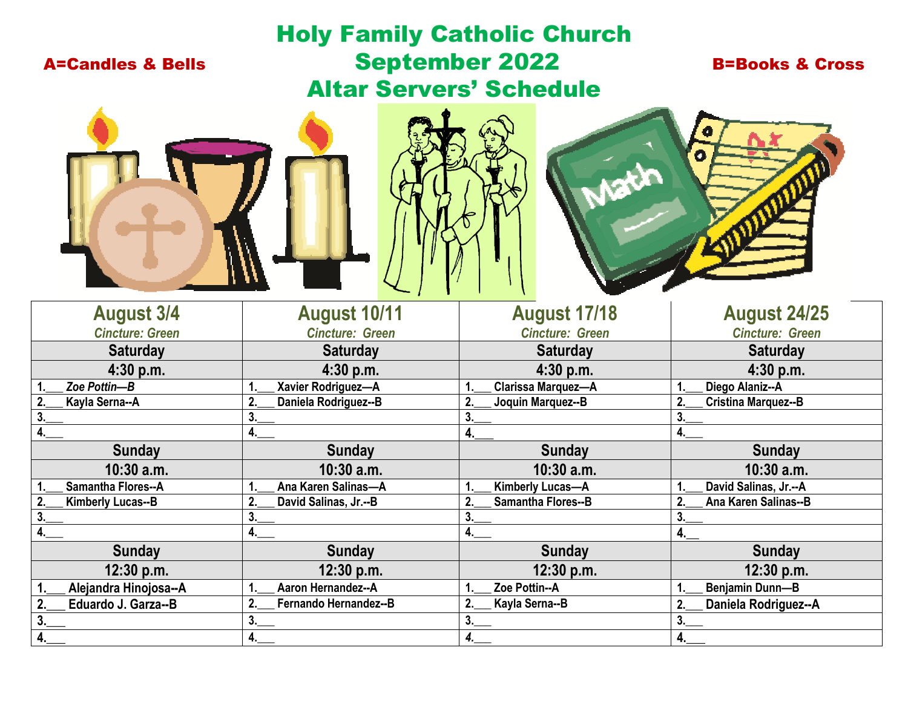# Holy Family Catholic Church
# September 2022
# Altar Servers' Schedule

**A=Candles & Bells** **B=Books & Cross**

| August 3/4 *Cincture: Green* | August 10/11 *Cincture: Green* | August 17/18 *Cincture: Green* | August 24/25 *Cincture: Green* |
|---|---|---|---|
| **Saturday** | **Saturday** | **Saturday** | **Saturday** |
| **4:30 p.m.** | **4:30 p.m.** | **4:30 p.m.** | **4:30 p.m.** |
| 1.___ *Zoe Pottin—B* | 1.___ Xavier Rodriguez—A | 1.___ Clarissa Marquez—A | 1.___ Diego Alaniz--A |
| 2.___ Kayla Serna--A | 2.___ Daniela Rodriguez--B | 2.___ Joquin Marquez--B | 2.___ Cristina Marquez--B |
| 3.___ | 3.___ | 3.___ | 3.___ |
| 4.___ | 4.___ | 4.___ | 4.___ |
| **Sunday** | **Sunday** | **Sunday** | **Sunday** |
| **10:30 a.m.** | **10:30 a.m.** | **10:30 a.m.** | **10:30 a.m.** |
| 1.___ Samantha Flores--A | 1.___ Ana Karen Salinas—A | 1.___ Kimberly Lucas—A | 1.___ David Salinas, Jr.--A |
| 2.___ Kimberly Lucas--B | 2.___ David Salinas, Jr.--B | 2.___ Samantha Flores--B | 2.___ Ana Karen Salinas--B |
| 3.___ | 3.___ | 3.___ | 3.___ |
| 4.___ | 4.___ | 4.___ | 4.__ |
| **Sunday** | **Sunday** | **Sunday** | **Sunday** |
| **12:30 p.m.** | **12:30 p.m.** | **12:30 p.m.** | **12:30 p.m.** |
| 1.___ Alejandra Hinojosa--A | 1.___ Aaron Hernandez--A | 1.___ Zoe Pottin--A | 1.___ Benjamin Dunn—B |
| 2.___ Eduardo J. Garza--B | 2.___ Fernando Hernandez--B | 2.___ Kayla Serna--B | 2.___ Daniela Rodriguez--A |
| 3.___ | 3.___ | 3.___ | 3.___ |
| 4.___ | 4.___ | 4.___ | 4.___ |